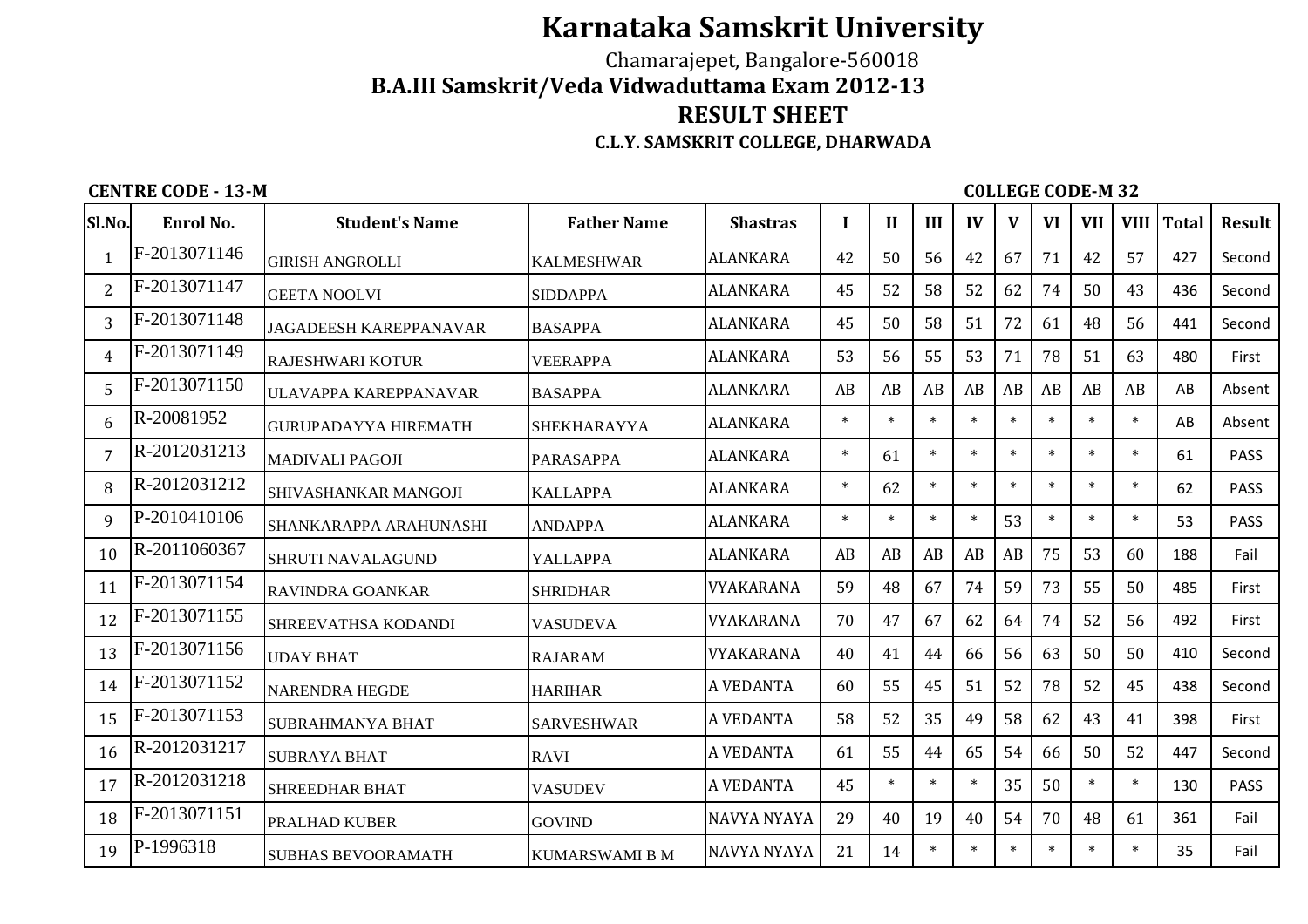# Karnataka Samskrit University

Chamarajepet, Bangalore-560018

## B.A.III Samskrit/Veda Vidwaduttama Exam 2012-13

## RESULT SHEET

### C.L.Y. SAMSKRIT COLLEGE, DHARWADA

**CENTRE CODE - 13-M** **C0LLEGE CODE-M 32**

| Sl.No. | Enrol No. | Student's Name | Father Name | Shastras | I | II | III | IV | V | VI | VII | VIII | Total | Result |
|---|---|---|---|---|---|---|---|---|---|---|---|---|---|---|
| 1 | F-2013071146 | GIRISH ANGROLLI | KALMESHWAR | ALANKARA | 42 | 50 | 56 | 42 | 67 | 71 | 42 | 57 | 427 | Second |
| 2 | F-2013071147 | GEETA NOOLVI | SIDDAPPA | ALANKARA | 45 | 52 | 58 | 52 | 62 | 74 | 50 | 43 | 436 | Second |
| 3 | F-2013071148 | JAGADEESH KAREPPANAVAR | BASAPPA | ALANKARA | 45 | 50 | 58 | 51 | 72 | 61 | 48 | 56 | 441 | Second |
| 4 | F-2013071149 | RAJESHWARI KOTUR | VEERAPPA | ALANKARA | 53 | 56 | 55 | 53 | 71 | 78 | 51 | 63 | 480 | First |
| 5 | F-2013071150 | ULAVAPPA KAREPPANAVAR | BASAPPA | ALANKARA | AB | AB | AB | AB | AB | AB | AB | AB | AB | Absent |
| 6 | R-20081952 | GURUPADAYYA HIREMATH | SHEKHARAYYA | ALANKARA | * | * | * | * | * | * | * | * | AB | Absent |
| 7 | R-2012031213 | MADIVALI PAGOJI | PARASAPPA | ALANKARA | * | 61 | * | * | * | * | * | * | 61 | PASS |
| 8 | R-2012031212 | SHIVASHANKAR MANGOJI | KALLAPPA | ALANKARA | * | 62 | * | * | * | * | * | * | 62 | PASS |
| 9 | P-2010410106 | SHANKARAPPA ARAHUNASHI | ANDAPPA | ALANKARA | * | * | * | * | 53 | * | * | * | 53 | PASS |
| 10 | R-2011060367 | SHRUTI NAVALAGUND | YALLAPPA | ALANKARA | AB | AB | AB | AB | AB | 75 | 53 | 60 | 188 | Fail |
| 11 | F-2013071154 | RAVINDRA GOANKAR | SHRIDHAR | VYAKARANA | 59 | 48 | 67 | 74 | 59 | 73 | 55 | 50 | 485 | First |
| 12 | F-2013071155 | SHREEVATHSA KODANDI | VASUDEVA | VYAKARANA | 70 | 47 | 67 | 62 | 64 | 74 | 52 | 56 | 492 | First |
| 13 | F-2013071156 | UDAY BHAT | RAJARAM | VYAKARANA | 40 | 41 | 44 | 66 | 56 | 63 | 50 | 50 | 410 | Second |
| 14 | F-2013071152 | NARENDRA HEGDE | HARIHAR | A VEDANTA | 60 | 55 | 45 | 51 | 52 | 78 | 52 | 45 | 438 | Second |
| 15 | F-2013071153 | SUBRAHMANYA BHAT | SARVESHWAR | A VEDANTA | 58 | 52 | 35 | 49 | 58 | 62 | 43 | 41 | 398 | First |
| 16 | R-2012031217 | SUBRAYA BHAT | RAVI | A VEDANTA | 61 | 55 | 44 | 65 | 54 | 66 | 50 | 52 | 447 | Second |
| 17 | R-2012031218 | SHREEDHAR BHAT | VASUDEV | A VEDANTA | 45 | * | * | * | 35 | 50 | * | * | 130 | PASS |
| 18 | F-2013071151 | PRALHAD KUBER | GOVIND | NAVYA NYAYA | 29 | 40 | 19 | 40 | 54 | 70 | 48 | 61 | 361 | Fail |
| 19 | P-1996318 | SUBHAS BEVOORAMATH | KUMARSWAMI B M | NAVYA NYAYA | 21 | 14 | * | * | * | * | * | * | 35 | Fail |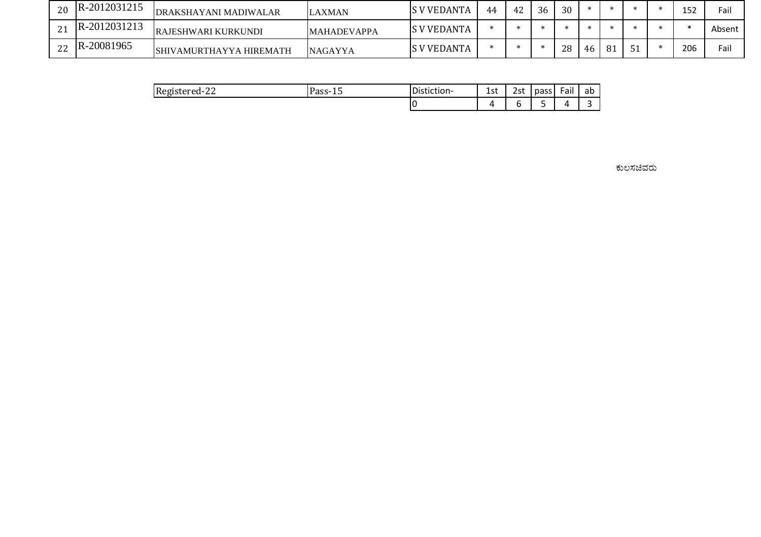| | | | | | | | | | | | | | | |
|---|---|---|---|---|---|---|---|---|---|---|---|---|---|---|
| 20 | R-2012031215 | DRAKSHAYANI MADIWALAR | LAXMAN | S V VEDANTA | 44 | 42 | 36 | 30 | * | * | * | * | 152 | Fail |
| 21 | R-2012031213 | RAJESHWARI KURKUNDI | MAHADEVAPPA | S V VEDANTA | * | * | * | * | * | * | * | * | * | Absent |
| 22 | R-20081965 | SHIVAMURTHAYYA HIREMATH | NAGAYYA | S V VEDANTA | * | * | * | 28 | 46 | 81 | 51 | * | 206 | Fail |

| Registered-22 | Pass-15 | Distiction- | 1st | 2st | pass | Fail | ab |
|---|---|---|---|---|---|---|---|
| | | 0 | 4 | 6 | 5 | 4 | 3 |

ಕುಲಸಚಿವರು